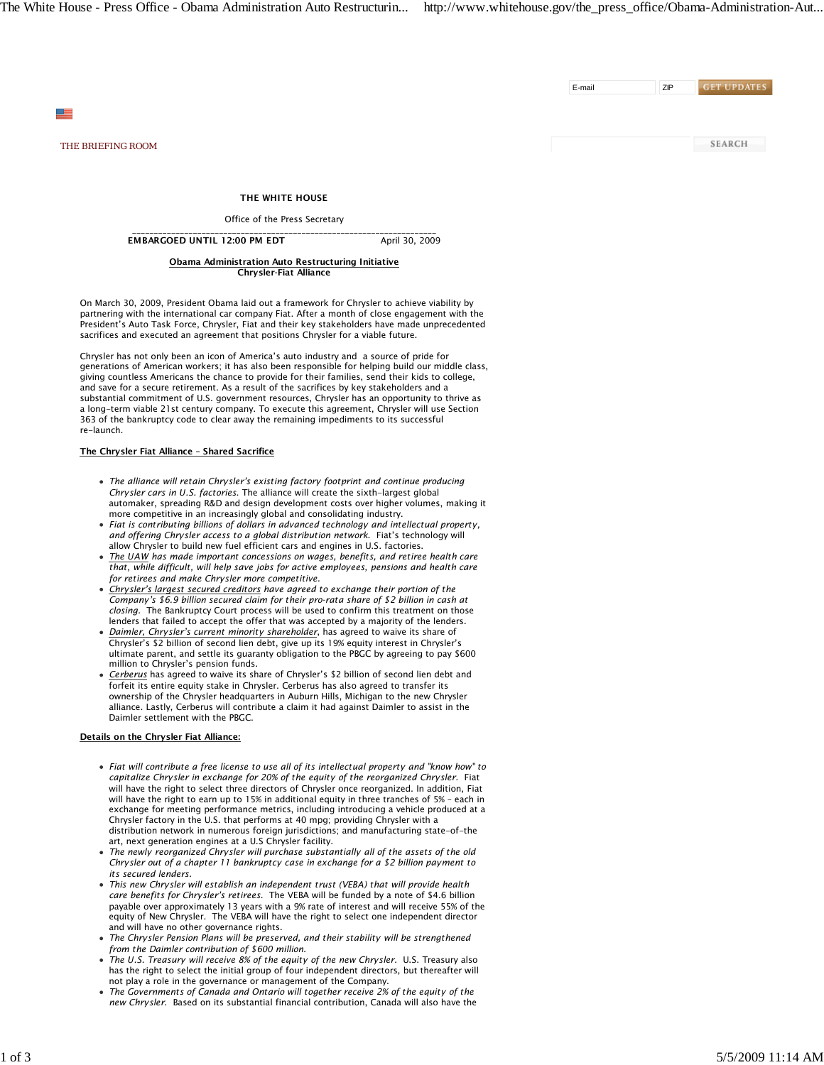THE BRIEFING ROOM

**THE WHITE HOUSE**

Office of the Press Secretary

**EMBARGOED UNTIL 12:00 PM EDT** April 30, 2009

**Obama Administration Auto Restructuring Initiative**
**Chrysler-Fiat Alliance**

On March 30, 2009, President Obama laid out a framework for Chrysler to achieve viability by partnering with the international car company Fiat. After a month of close engagement with the President's Auto Task Force, Chrysler, Fiat and their key stakeholders have made unprecedented sacrifices and executed an agreement that positions Chrysler for a viable future.

Chrysler has not only been an icon of America's auto industry and a source of pride for generations of American workers; it has also been responsible for helping build our middle class, giving countless Americans the chance to provide for their families, send their kids to college, and save for a secure retirement. As a result of the sacrifices by key stakeholders and a substantial commitment of U.S. government resources, Chrysler has an opportunity to thrive as a long-term viable 21st century company. To execute this agreement, Chrysler will use Section 363 of the bankruptcy code to clear away the remaining impediments to its successful re-launch.

**The Chrysler Fiat Alliance – Shared Sacrifice**

- *The alliance will retain Chrysler's existing factory footprint and continue producing Chrysler cars in U.S. factories.* The alliance will create the sixth-largest global automaker, spreading R&D and design development costs over higher volumes, making it more competitive in an increasingly global and consolidating industry.
- *Fiat is contributing billions of dollars in advanced technology and intellectual property, and offering Chrysler access to a global distribution network.* Fiat's technology will allow Chrysler to build new fuel efficient cars and engines in U.S. factories.
- *The UAW has made important concessions on wages, benefits, and retiree health care that, while difficult, will help save jobs for active employees, pensions and health care for retirees and make Chrysler more competitive.*
- *Chrysler's largest secured creditors have agreed to exchange their portion of the Company's $6.9 billion secured claim for their pro-rata share of $2 billion in cash at closing.* The Bankruptcy Court process will be used to confirm this treatment on those lenders that failed to accept the offer that was accepted by a majority of the lenders.
- *Daimler, Chrysler's current minority shareholder*, has agreed to waive its share of Chrysler's $2 billion of second lien debt, give up its 19% equity interest in Chrysler's ultimate parent, and settle its guaranty obligation to the PBGC by agreeing to pay $600 million to Chrysler's pension funds.
- *Cerberus* has agreed to waive its share of Chrysler's $2 billion of second lien debt and forfeit its entire equity stake in Chrysler. Cerberus has also agreed to transfer its ownership of the Chrysler headquarters in Auburn Hills, Michigan to the new Chrysler alliance. Lastly, Cerberus will contribute a claim it had against Daimler to assist in the Daimler settlement with the PBGC.

**Details on the Chrysler Fiat Alliance:**

- *Fiat will contribute a free license to use all of its intellectual property and "know how" to capitalize Chrysler in exchange for 20% of the equity of the reorganized Chrysler.* Fiat will have the right to select three directors of Chrysler once reorganized. In addition, Fiat will have the right to earn up to 15% in additional equity in three tranches of 5% – each in exchange for meeting performance metrics, including introducing a vehicle produced at a Chrysler factory in the U.S. that performs at 40 mpg; providing Chrysler with a distribution network in numerous foreign jurisdictions; and manufacturing state-of-the art, next generation engines at a U.S Chrysler facility.
- *The newly reorganized Chrysler will purchase substantially all of the assets of the old Chrysler out of a chapter 11 bankruptcy case in exchange for a $2 billion payment to its secured lenders.*
- *This new Chrysler will establish an independent trust (VEBA) that will provide health care benefits for Chrysler's retirees.* The VEBA will be funded by a note of $4.6 billion payable over approximately 13 years with a 9% rate of interest and will receive 55% of the equity of New Chrysler. The VEBA will have the right to select one independent director and will have no other governance rights.
- *The Chrysler Pension Plans will be preserved, and their stability will be strengthened from the Daimler contribution of $600 million.*
- *The U.S. Treasury will receive 8% of the equity of the new Chrysler.* U.S. Treasury also has the right to select the initial group of four independent directors, but thereafter will not play a role in the governance or management of the Company.
- *The Governments of Canada and Ontario will together receive 2% of the equity of the new Chrysler.* Based on its substantial financial contribution, Canada will also have the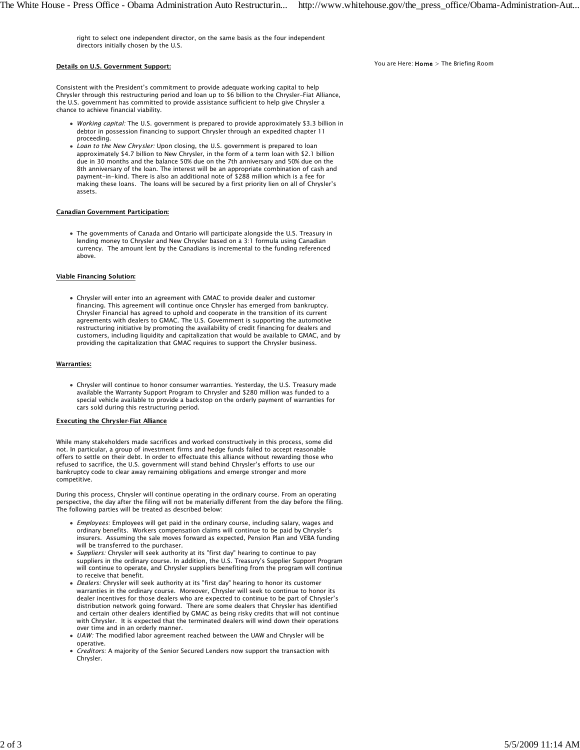right to select one independent director, on the same basis as the four independent directors initially chosen by the U.S.

**Details on U.S. Government Support:**

Consistent with the President's commitment to provide adequate working capital to help Chrysler through this restructuring period and loan up to $6 billion to the Chrysler-Fiat Alliance, the U.S. government has committed to provide assistance sufficient to help give Chrysler a chance to achieve financial viability.

- *Working capital:* The U.S. government is prepared to provide approximately $3.3 billion in debtor in possession financing to support Chrysler through an expedited chapter 11 proceeding.
- *Loan to the New Chrysler:* Upon closing, the U.S. government is prepared to loan approximately $4.7 billion to New Chrysler, in the form of a term loan with $2.1 billion due in 30 months and the balance 50% due on the 7th anniversary and 50% due on the 8th anniversary of the loan. The interest will be an appropriate combination of cash and payment-in-kind. There is also an additional note of $288 million which is a fee for making these loans. The loans will be secured by a first priority lien on all of Chrysler's assets.

**Canadian Government Participation:**

- The governments of Canada and Ontario will participate alongside the U.S. Treasury in lending money to Chrysler and New Chrysler based on a 3:1 formula using Canadian currency. The amount lent by the Canadians is incremental to the funding referenced above.

**Viable Financing Solution:**

- Chrysler will enter into an agreement with GMAC to provide dealer and customer financing. This agreement will continue once Chrysler has emerged from bankruptcy. Chrysler Financial has agreed to uphold and cooperate in the transition of its current agreements with dealers to GMAC. The U.S. Government is supporting the automotive restructuring initiative by promoting the availability of credit financing for dealers and customers, including liquidity and capitalization that would be available to GMAC, and by providing the capitalization that GMAC requires to support the Chrysler business.

**Warranties:**

- Chrysler will continue to honor consumer warranties. Yesterday, the U.S. Treasury made available the Warranty Support Program to Chrysler and $280 million was funded to a special vehicle available to provide a backstop on the orderly payment of warranties for cars sold during this restructuring period.

**Executing the Chrysler-Fiat Alliance**

While many stakeholders made sacrifices and worked constructively in this process, some did not. In particular, a group of investment firms and hedge funds failed to accept reasonable offers to settle on their debt. In order to effectuate this alliance without rewarding those who refused to sacrifice, the U.S. government will stand behind Chrysler's efforts to use our bankruptcy code to clear away remaining obligations and emerge stronger and more competitive.

During this process, Chrysler will continue operating in the ordinary course. From an operating perspective, the day after the filing will not be materially different from the day before the filing. The following parties will be treated as described below:

- *Employees:* Employees will get paid in the ordinary course, including salary, wages and ordinary benefits. Workers compensation claims will continue to be paid by Chrysler's insurers. Assuming the sale moves forward as expected, Pension Plan and VEBA funding will be transferred to the purchaser.
- *Suppliers:* Chrysler will seek authority at its "first day" hearing to continue to pay suppliers in the ordinary course. In addition, the U.S. Treasury's Supplier Support Program will continue to operate, and Chrysler suppliers benefiting from the program will continue to receive that benefit.
- *Dealers:* Chrysler will seek authority at its "first day" hearing to honor its customer warranties in the ordinary course. Moreover, Chrysler will seek to continue to honor its dealer incentives for those dealers who are expected to continue to be part of Chrysler's distribution network going forward. There are some dealers that Chrysler has identified and certain other dealers identified by GMAC as being risky credits that will not continue with Chrysler. It is expected that the terminated dealers will wind down their operations over time and in an orderly manner.
- *UAW:* The modified labor agreement reached between the UAW and Chrysler will be operative.
- *Creditors:* A majority of the Senior Secured Lenders now support the transaction with Chrysler.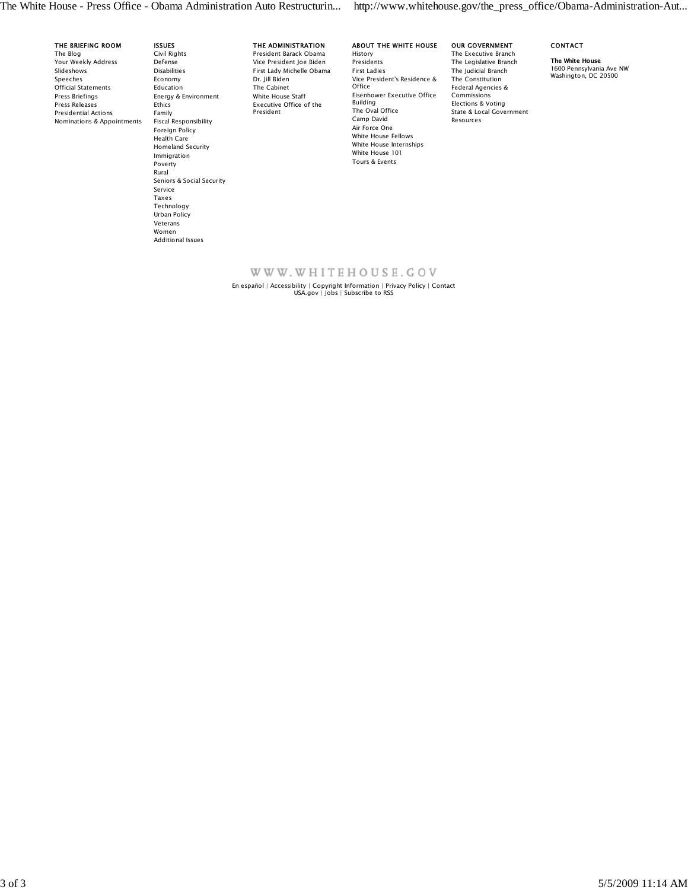**THE BRIEFING ROOM**
The Blog
Your Weekly Address
Slideshows
Speeches
Official Statements
Press Briefings
Press Releases
Presidential Actions
Nominations & Appointments

**ISSUES**
Civil Rights
Defense
Disabilities
Economy
Education
Energy & Environment
Ethics
Family
Fiscal Responsibility
Foreign Policy
Health Care
Homeland Security
Immigration
Poverty
Rural
Seniors & Social Security
Service
Taxes
Technology
Urban Policy
Veterans
Women
Additional Issues

**THE ADMINISTRATION**
President Barack Obama
Vice President Joe Biden
First Lady Michelle Obama
Dr. Jill Biden
The Cabinet
White House Staff
Executive Office of the President

**ABOUT THE WHITE HOUSE**
History
Presidents
First Ladies
Vice President's Residence & Office
Eisenhower Executive Office Building
The Oval Office
Camp David
Air Force One
White House Fellows
White House Internships
White House 101
Tours & Events

**OUR GOVERNMENT**
The Executive Branch
The Legislative Branch
The Judicial Branch
The Constitution
Federal Agencies & Commissions
Elections & Voting
State & Local Government
Resources

**CONTACT**

**The White House**
1600 Pennsylvania Ave NW
Washington, DC 20500

WWW.WHITEHOUSE.GOV

En español | Accessibility | Copyright Information | Privacy Policy | Contact
USA.gov | Jobs | Subscribe to RSS